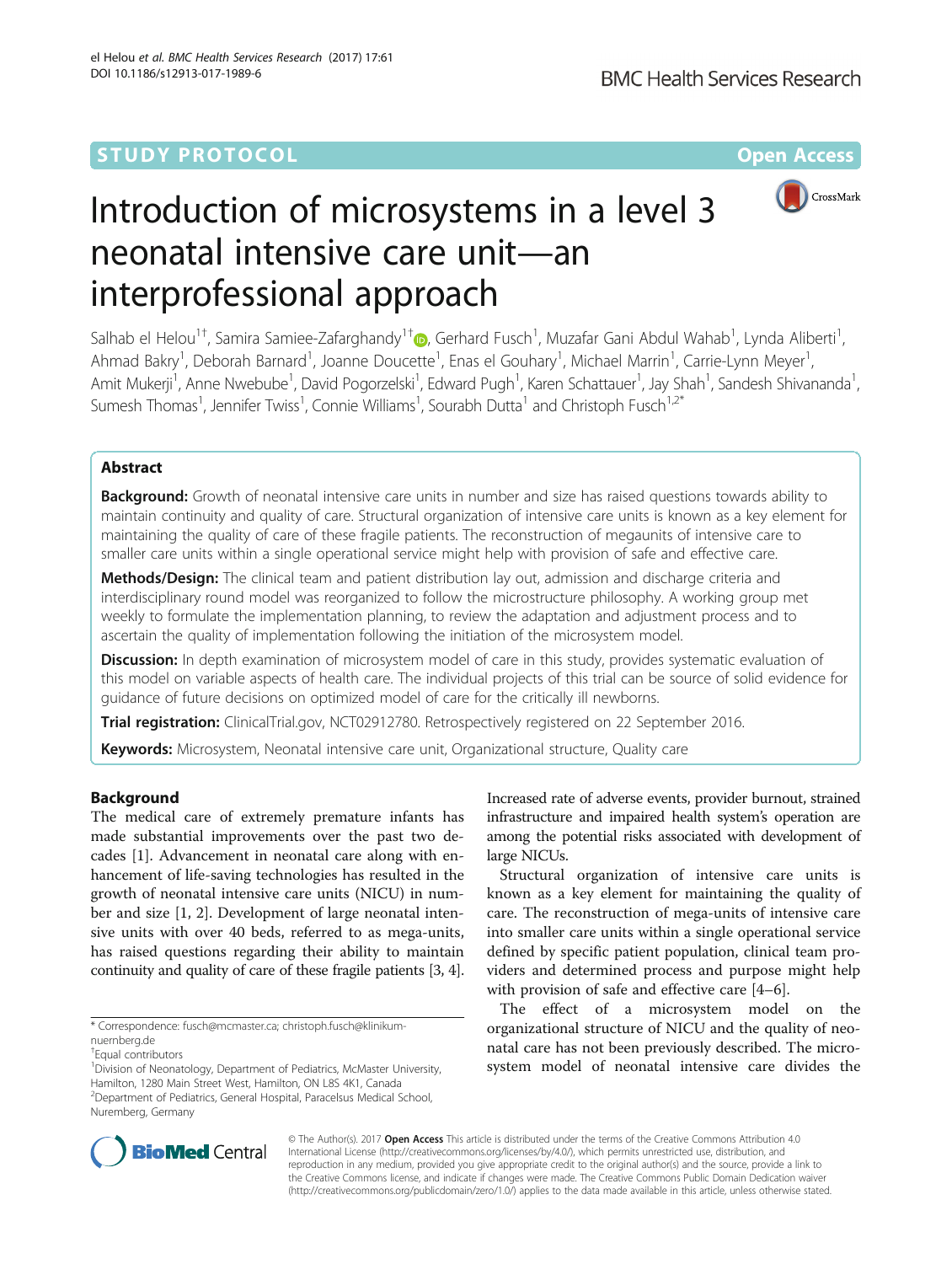STUDY PROTOCOL

Open Access

# Introduction of microsystems in a level 3 neonatal intensive care unit—an interprofessional approach

Salhab el Helou[1†], Samira Samiee-Zafarghandy[1†], Gerhard Fusch[1], Muzafar Gani Abdul Wahab[1], Lynda Aliberti[1], Ahmad Bakry[1], Deborah Barnard[1], Joanne Doucette[1], Enas el Gouhary[1], Michael Marrin[1], Carrie-Lynn Meyer[1], Amit Mukerji[1], Anne Nwebube[1], David Pogorzelski[1], Edward Pugh[1], Karen Schattauer[1], Jay Shah[1], Sandesh Shivananda[1], Sumesh Thomas[1], Jennifer Twiss[1], Connie Williams[1], Sourabh Dutta[1] and Christoph Fusch[1,2*]

## Abstract

**Background:** Growth of neonatal intensive care units in number and size has raised questions towards ability to maintain continuity and quality of care. Structural organization of intensive care units is known as a key element for maintaining the quality of care of these fragile patients. The reconstruction of megaunits of intensive care to smaller care units within a single operational service might help with provision of safe and effective care.

**Methods/Design:** The clinical team and patient distribution lay out, admission and discharge criteria and interdisciplinary round model was reorganized to follow the microstructure philosophy. A working group met weekly to formulate the implementation planning, to review the adaptation and adjustment process and to ascertain the quality of implementation following the initiation of the microsystem model.

**Discussion:** In depth examination of microsystem model of care in this study, provides systematic evaluation of this model on variable aspects of health care. The individual projects of this trial can be source of solid evidence for guidance of future decisions on optimized model of care for the critically ill newborns.

**Trial registration:** ClinicalTrial.gov, NCT02912780. Retrospectively registered on 22 September 2016.

**Keywords:** Microsystem, Neonatal intensive care unit, Organizational structure, Quality care

## Background

The medical care of extremely premature infants has made substantial improvements over the past two decades [1]. Advancement in neonatal care along with enhancement of life-saving technologies has resulted in the growth of neonatal intensive care units (NICU) in number and size [1, 2]. Development of large neonatal intensive units with over 40 beds, referred to as mega-units, has raised questions regarding their ability to maintain continuity and quality of care of these fragile patients [3, 4]. Increased rate of adverse events, provider burnout, strained infrastructure and impaired health system's operation are among the potential risks associated with development of large NICUs.

Structural organization of intensive care units is known as a key element for maintaining the quality of care. The reconstruction of mega-units of intensive care into smaller care units within a single operational service defined by specific patient population, clinical team providers and determined process and purpose might help with provision of safe and effective care [4–6].

The effect of a microsystem model on the organizational structure of NICU and the quality of neonatal care has not been previously described. The microsystem model of neonatal intensive care divides the

\* Correspondence: fusch@mcmaster.ca; christoph.fusch@klinikum-nuernberg.de

†Equal contributors

[1]Division of Neonatology, Department of Pediatrics, McMaster University, Hamilton, 1280 Main Street West, Hamilton, ON L8S 4K1, Canada

[2]Department of Pediatrics, General Hospital, Paracelsus Medical School, Nuremberg, Germany

© The Author(s). 2017 **Open Access** This article is distributed under the terms of the Creative Commons Attribution 4.0 International License (http://creativecommons.org/licenses/by/4.0/), which permits unrestricted use, distribution, and reproduction in any medium, provided you give appropriate credit to the original author(s) and the source, provide a link to the Creative Commons license, and indicate if changes were made. The Creative Commons Public Domain Dedication waiver (http://creativecommons.org/publicdomain/zero/1.0/) applies to the data made available in this article, unless otherwise stated.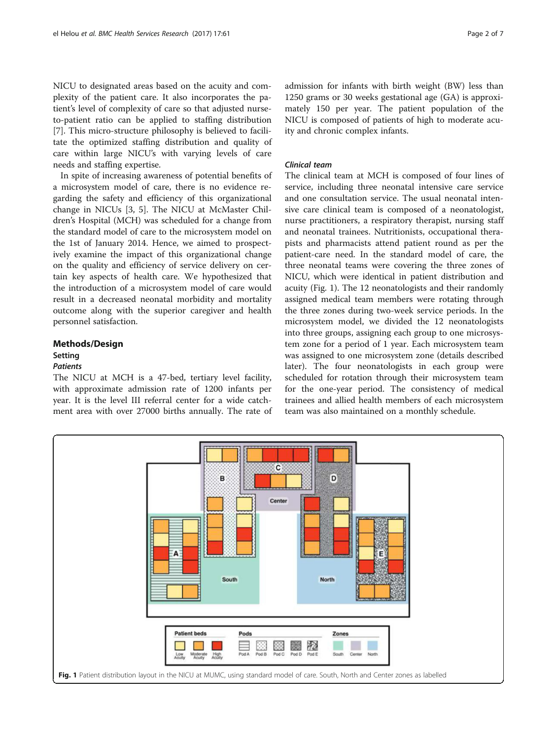NICU to designated areas based on the acuity and complexity of the patient care. It also incorporates the patient's level of complexity of care so that adjusted nurse-to-patient ratio can be applied to staffing distribution [7]. This micro-structure philosophy is believed to facilitate the optimized staffing distribution and quality of care within large NICU's with varying levels of care needs and staffing expertise.

In spite of increasing awareness of potential benefits of a microsystem model of care, there is no evidence regarding the safety and efficiency of this organizational change in NICUs [3, 5]. The NICU at McMaster Children's Hospital (MCH) was scheduled for a change from the standard model of care to the microsystem model on the 1st of January 2014. Hence, we aimed to prospectively examine the impact of this organizational change on the quality and efficiency of service delivery on certain key aspects of health care. We hypothesized that the introduction of a microsystem model of care would result in a decreased neonatal morbidity and mortality outcome along with the superior caregiver and health personnel satisfaction.

## Methods/Design

### Setting

#### *Patients*

The NICU at MCH is a 47-bed, tertiary level facility, with approximate admission rate of 1200 infants per year. It is the level III referral center for a wide catchment area with over 27000 births annually. The rate of admission for infants with birth weight (BW) less than 1250 grams or 30 weeks gestational age (GA) is approximately 150 per year. The patient population of the NICU is composed of patients of high to moderate acuity and chronic complex infants.

#### *Clinical team*

The clinical team at MCH is composed of four lines of service, including three neonatal intensive care service and one consultation service. The usual neonatal intensive care clinical team is composed of a neonatologist, nurse practitioners, a respiratory therapist, nursing staff and neonatal trainees. Nutritionists, occupational therapists and pharmacists attend patient round as per the patient-care need. In the standard model of care, the three neonatal teams were covering the three zones of NICU, which were identical in patient distribution and acuity (Fig. 1). The 12 neonatologists and their randomly assigned medical team members were rotating through the three zones during two-week service periods. In the microsystem model, we divided the 12 neonatologists into three groups, assigning each group to one microsystem zone for a period of 1 year. Each microsystem team was assigned to one microsystem zone (details described later). The four neonatologists in each group were scheduled for rotation through their microsystem team for the one-year period. The consistency of medical trainees and allied health members of each microsystem team was also maintained on a monthly schedule.

**Fig. 1** Patient distribution layout in the NICU at MUMC, using standard model of care. South, North and Center zones as labelled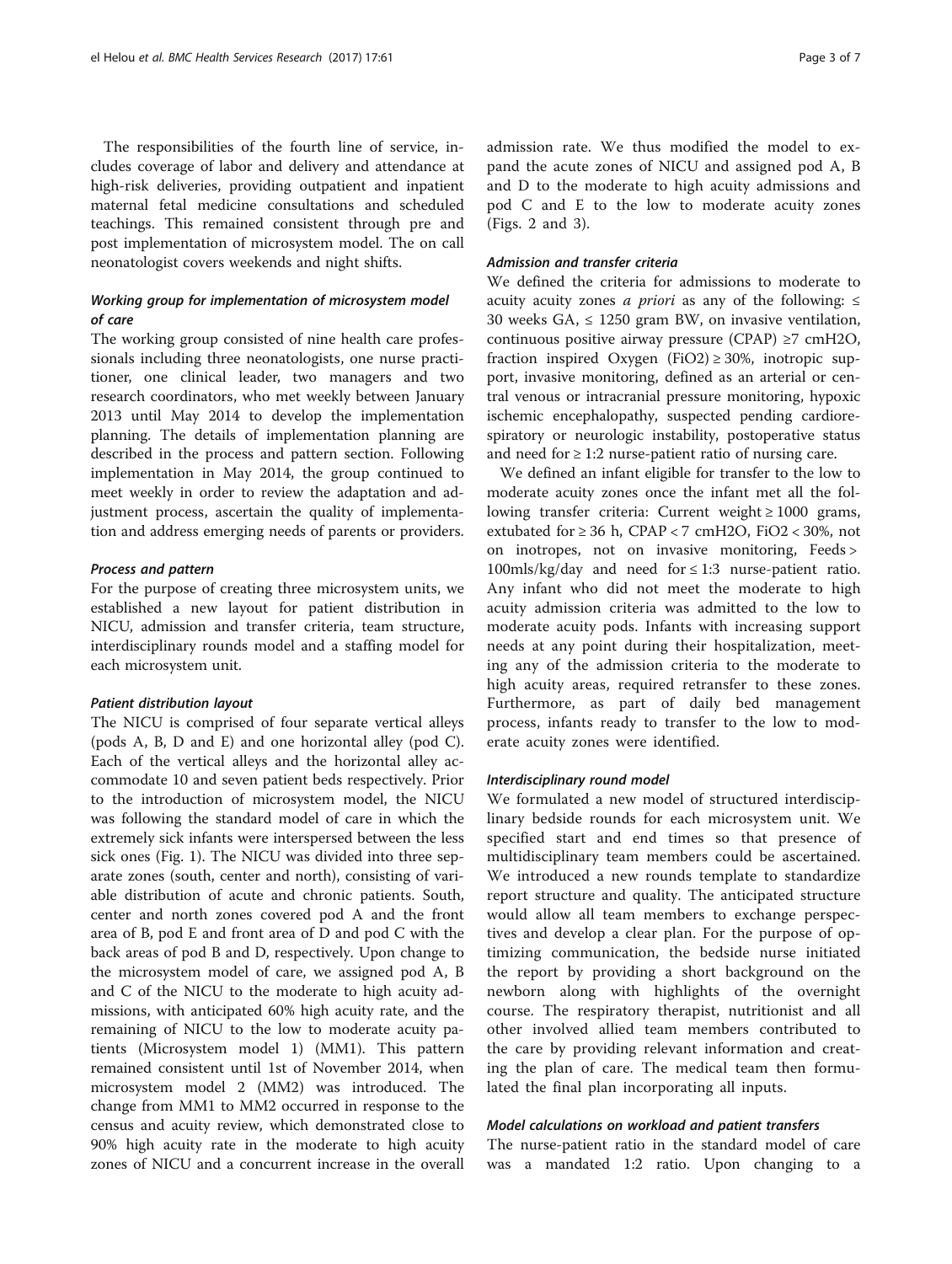The responsibilities of the fourth line of service, includes coverage of labor and delivery and attendance at high-risk deliveries, providing outpatient and inpatient maternal fetal medicine consultations and scheduled teachings. This remained consistent through pre and post implementation of microsystem model. The on call neonatologist covers weekends and night shifts.

### *Working group for implementation of microsystem model of care*

The working group consisted of nine health care professionals including three neonatologists, one nurse practitioner, one clinical leader, two managers and two research coordinators, who met weekly between January 2013 until May 2014 to develop the implementation planning. The details of implementation planning are described in the process and pattern section. Following implementation in May 2014, the group continued to meet weekly in order to review the adaptation and adjustment process, ascertain the quality of implementation and address emerging needs of parents or providers.

### *Process and pattern*

For the purpose of creating three microsystem units, we established a new layout for patient distribution in NICU, admission and transfer criteria, team structure, interdisciplinary rounds model and a staffing model for each microsystem unit.

### *Patient distribution layout*

The NICU is comprised of four separate vertical alleys (pods A, B, D and E) and one horizontal alley (pod C). Each of the vertical alleys and the horizontal alley accommodate 10 and seven patient beds respectively. Prior to the introduction of microsystem model, the NICU was following the standard model of care in which the extremely sick infants were interspersed between the less sick ones (Fig. 1). The NICU was divided into three separate zones (south, center and north), consisting of variable distribution of acute and chronic patients. South, center and north zones covered pod A and the front area of B, pod E and front area of D and pod C with the back areas of pod B and D, respectively. Upon change to the microsystem model of care, we assigned pod A, B and C of the NICU to the moderate to high acuity admissions, with anticipated 60% high acuity rate, and the remaining of NICU to the low to moderate acuity patients (Microsystem model 1) (MM1). This pattern remained consistent until 1st of November 2014, when microsystem model 2 (MM2) was introduced. The change from MM1 to MM2 occurred in response to the census and acuity review, which demonstrated close to 90% high acuity rate in the moderate to high acuity zones of NICU and a concurrent increase in the overall admission rate. We thus modified the model to expand the acute zones of NICU and assigned pod A, B and D to the moderate to high acuity admissions and pod C and E to the low to moderate acuity zones (Figs. 2 and 3).

### *Admission and transfer criteria*

We defined the criteria for admissions to moderate to acuity acuity zones *a priori* as any of the following: ≤ 30 weeks GA, ≤ 1250 gram BW, on invasive ventilation, continuous positive airway pressure (CPAP) ≥7 cmH2O, fraction inspired Oxygen (FiO2) ≥ 30%, inotropic support, invasive monitoring, defined as an arterial or central venous or intracranial pressure monitoring, hypoxic ischemic encephalopathy, suspected pending cardiorespiratory or neurologic instability, postoperative status and need for ≥ 1:2 nurse-patient ratio of nursing care.

We defined an infant eligible for transfer to the low to moderate acuity zones once the infant met all the following transfer criteria: Current weight ≥ 1000 grams, extubated for ≥ 36 h, CPAP < 7 cmH2O, FiO2 < 30%, not on inotropes, not on invasive monitoring, Feeds > 100mls/kg/day and need for ≤ 1:3 nurse-patient ratio. Any infant who did not meet the moderate to high acuity admission criteria was admitted to the low to moderate acuity pods. Infants with increasing support needs at any point during their hospitalization, meeting any of the admission criteria to the moderate to high acuity areas, required retransfer to these zones. Furthermore, as part of daily bed management process, infants ready to transfer to the low to moderate acuity zones were identified.

### *Interdisciplinary round model*

We formulated a new model of structured interdisciplinary bedside rounds for each microsystem unit. We specified start and end times so that presence of multidisciplinary team members could be ascertained. We introduced a new rounds template to standardize report structure and quality. The anticipated structure would allow all team members to exchange perspectives and develop a clear plan. For the purpose of optimizing communication, the bedside nurse initiated the report by providing a short background on the newborn along with highlights of the overnight course. The respiratory therapist, nutritionist and all other involved allied team members contributed to the care by providing relevant information and creating the plan of care. The medical team then formulated the final plan incorporating all inputs.

### *Model calculations on workload and patient transfers*

The nurse-patient ratio in the standard model of care was a mandated 1:2 ratio. Upon changing to a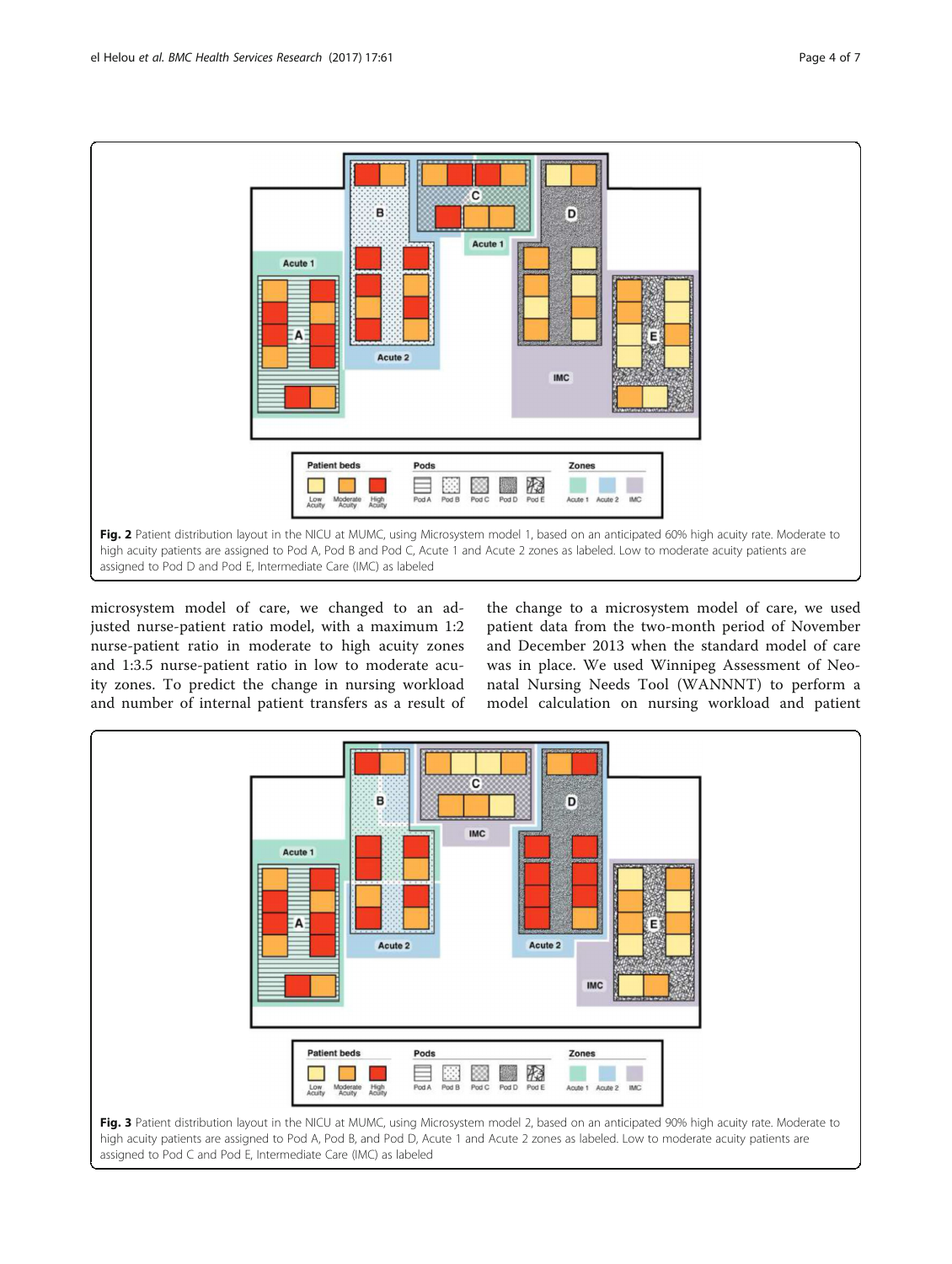Fig. 2 Patient distribution layout in the NICU at MUMC, using Microsystem model 1, based on an anticipated 60% high acuity rate. Moderate to high acuity patients are assigned to Pod A, Pod B and Pod C, Acute 1 and Acute 2 zones as labeled. Low to moderate acuity patients are assigned to Pod D and Pod E, Intermediate Care (IMC) as labeled

microsystem model of care, we changed to an adjusted nurse-patient ratio model, with a maximum 1:2 nurse-patient ratio in moderate to high acuity zones and 1:3.5 nurse-patient ratio in low to moderate acuity zones. To predict the change in nursing workload and number of internal patient transfers as a result of the change to a microsystem model of care, we used patient data from the two-month period of November and December 2013 when the standard model of care was in place. We used Winnipeg Assessment of Neonatal Nursing Needs Tool (WANNNT) to perform a model calculation on nursing workload and patient

Fig. 3 Patient distribution layout in the NICU at MUMC, using Microsystem model 2, based on an anticipated 90% high acuity rate. Moderate to high acuity patients are assigned to Pod A, Pod B, and Pod D, Acute 1 and Acute 2 zones as labeled. Low to moderate acuity patients are assigned to Pod C and Pod E, Intermediate Care (IMC) as labeled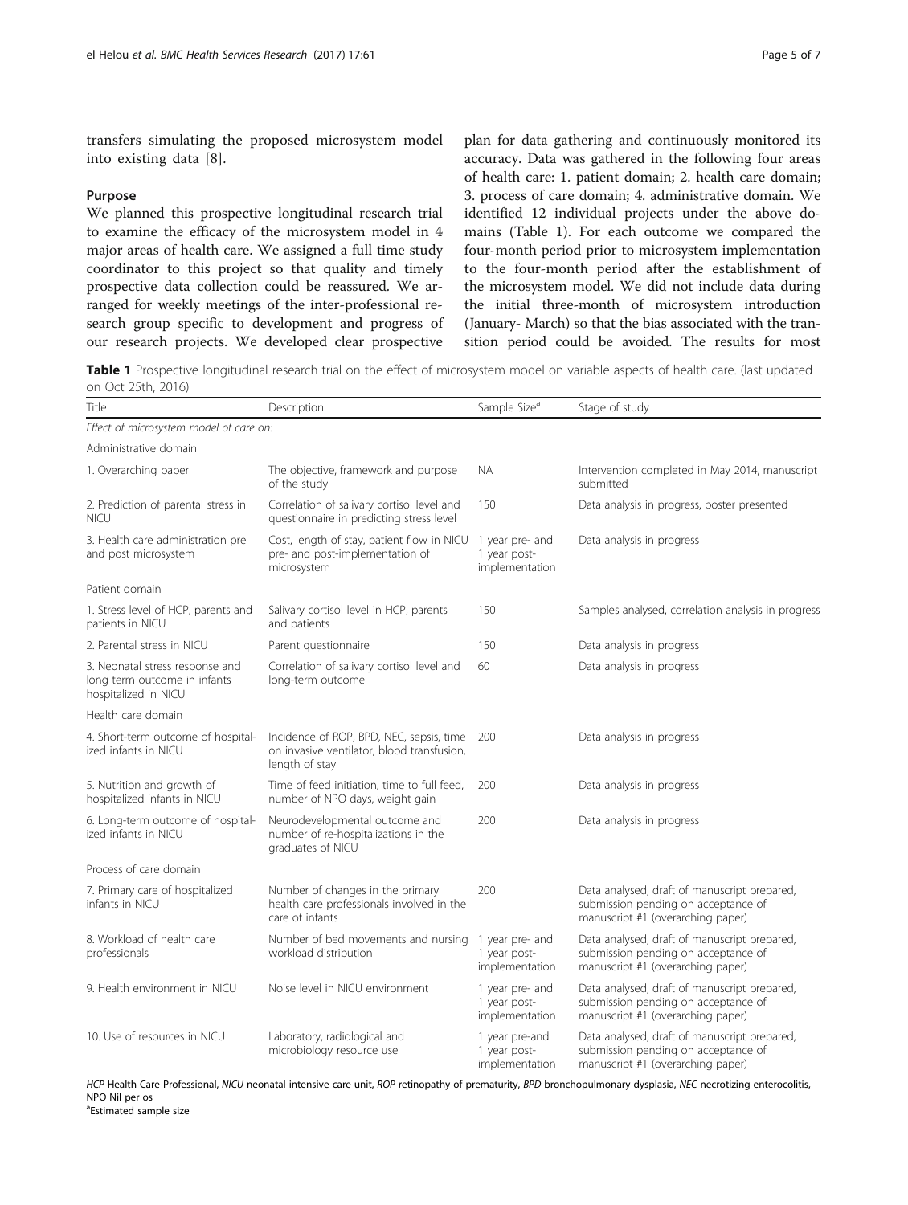transfers simulating the proposed microsystem model into existing data [8].

### Purpose

We planned this prospective longitudinal research trial to examine the efficacy of the microsystem model in 4 major areas of health care. We assigned a full time study coordinator to this project so that quality and timely prospective data collection could be reassured. We arranged for weekly meetings of the inter-professional research group specific to development and progress of our research projects. We developed clear prospective plan for data gathering and continuously monitored its accuracy. Data was gathered in the following four areas of health care: 1. patient domain; 2. health care domain; 3. process of care domain; 4. administrative domain. We identified 12 individual projects under the above domains (Table 1). For each outcome we compared the four-month period prior to microsystem implementation to the four-month period after the establishment of the microsystem model. We did not include data during the initial three-month of microsystem introduction (January- March) so that the bias associated with the transition period could be avoided. The results for most

**Table 1** Prospective longitudinal research trial on the effect of microsystem model on variable aspects of health care. (last updated on Oct 25th, 2016)

| Title | Description | Sample Size[a] | Stage of study |
|---|---|---|---|
| *Effect of microsystem model of care on:* | | | |
| Administrative domain | | | |
| 1. Overarching paper | The objective, framework and purpose of the study | NA | Intervention completed in May 2014, manuscript submitted |
| 2. Prediction of parental stress in NICU | Correlation of salivary cortisol level and questionnaire in predicting stress level | 150 | Data analysis in progress, poster presented |
| 3. Health care administration pre and post microsystem | Cost, length of stay, patient flow in NICU pre- and post-implementation of microsystem | 1 year pre- and 1 year post-implementation | Data analysis in progress |
| Patient domain | | | |
| 1. Stress level of HCP, parents and patients in NICU | Salivary cortisol level in HCP, parents and patients | 150 | Samples analysed, correlation analysis in progress |
| 2. Parental stress in NICU | Parent questionnaire | 150 | Data analysis in progress |
| 3. Neonatal stress response and long term outcome in infants hospitalized in NICU | Correlation of salivary cortisol level and long-term outcome | 60 | Data analysis in progress |
| Health care domain | | | |
| 4. Short-term outcome of hospitalized infants in NICU | Incidence of ROP, BPD, NEC, sepsis, time on invasive ventilator, blood transfusion, length of stay | 200 | Data analysis in progress |
| 5. Nutrition and growth of hospitalized infants in NICU | Time of feed initiation, time to full feed, number of NPO days, weight gain | 200 | Data analysis in progress |
| 6. Long-term outcome of hospitalized infants in NICU | Neurodevelopmental outcome and number of re-hospitalizations in the graduates of NICU | 200 | Data analysis in progress |
| Process of care domain | | | |
| 7. Primary care of hospitalized infants in NICU | Number of changes in the primary health care professionals involved in the care of infants | 200 | Data analysed, draft of manuscript prepared, submission pending on acceptance of manuscript #1 (overarching paper) |
| 8. Workload of health care professionals | Number of bed movements and nursing workload distribution | 1 year pre- and 1 year post-implementation | Data analysed, draft of manuscript prepared, submission pending on acceptance of manuscript #1 (overarching paper) |
| 9. Health environment in NICU | Noise level in NICU environment | 1 year pre- and 1 year post-implementation | Data analysed, draft of manuscript prepared, submission pending on acceptance of manuscript #1 (overarching paper) |
| 10. Use of resources in NICU | Laboratory, radiological and microbiology resource use | 1 year pre-and 1 year post-implementation | Data analysed, draft of manuscript prepared, submission pending on acceptance of manuscript #1 (overarching paper) |

*HCP* Health Care Professional, *NICU* neonatal intensive care unit, *ROP* retinopathy of prematurity, *BPD* bronchopulmonary dysplasia, *NEC* necrotizing enterocolitis, NPO Nil per os

[a]Estimated sample size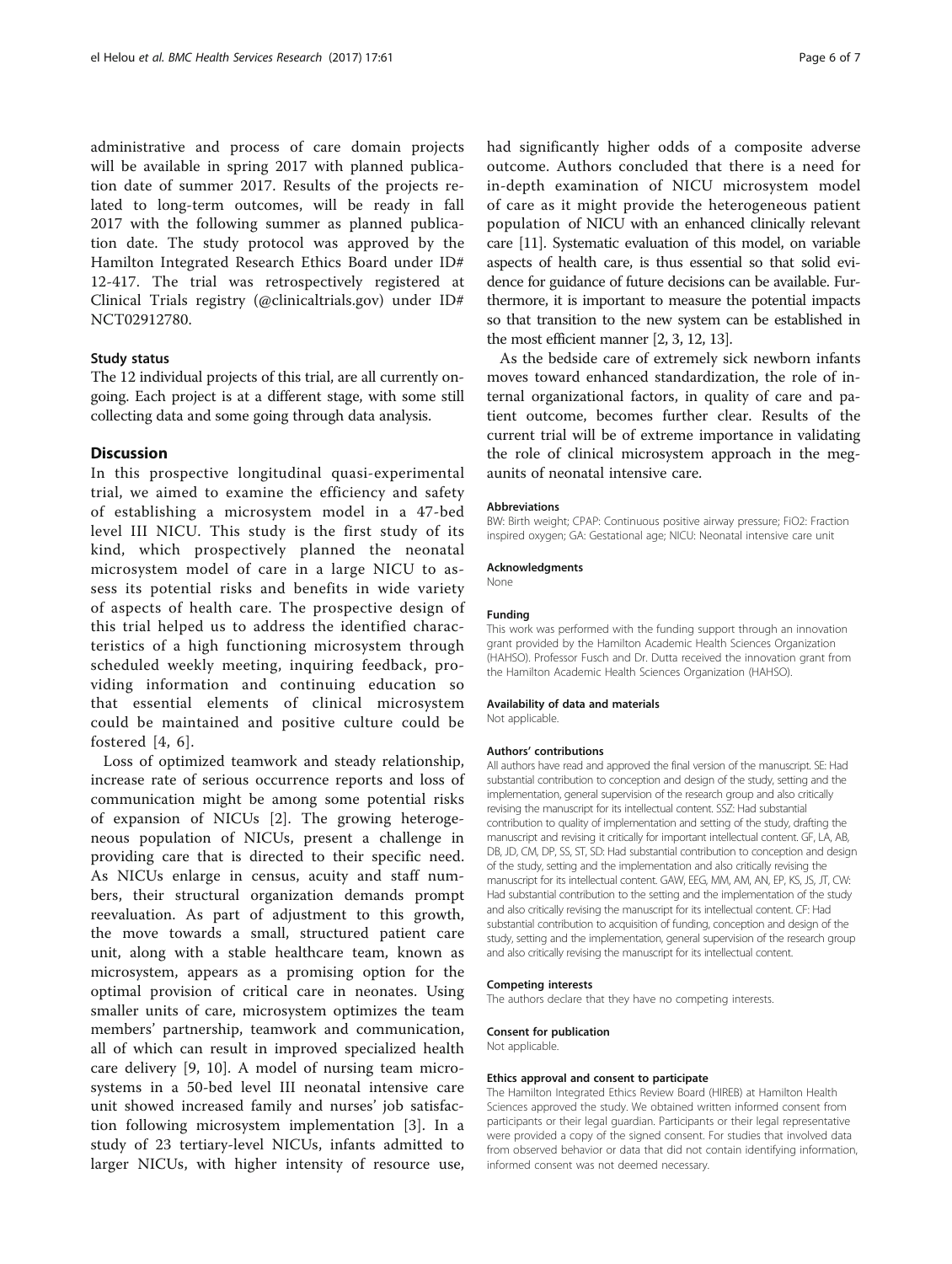administrative and process of care domain projects will be available in spring 2017 with planned publication date of summer 2017. Results of the projects related to long-term outcomes, will be ready in fall 2017 with the following summer as planned publication date. The study protocol was approved by the Hamilton Integrated Research Ethics Board under ID# 12-417. The trial was retrospectively registered at Clinical Trials registry (@clinicaltrials.gov) under ID# NCT02912780.

### Study status

The 12 individual projects of this trial, are all currently ongoing. Each project is at a different stage, with some still collecting data and some going through data analysis.

## Discussion

In this prospective longitudinal quasi-experimental trial, we aimed to examine the efficiency and safety of establishing a microsystem model in a 47-bed level III NICU. This study is the first study of its kind, which prospectively planned the neonatal microsystem model of care in a large NICU to assess its potential risks and benefits in wide variety of aspects of health care. The prospective design of this trial helped us to address the identified characteristics of a high functioning microsystem through scheduled weekly meeting, inquiring feedback, providing information and continuing education so that essential elements of clinical microsystem could be maintained and positive culture could be fostered [4, 6].

Loss of optimized teamwork and steady relationship, increase rate of serious occurrence reports and loss of communication might be among some potential risks of expansion of NICUs [2]. The growing heterogeneous population of NICUs, present a challenge in providing care that is directed to their specific need. As NICUs enlarge in census, acuity and staff numbers, their structural organization demands prompt reevaluation. As part of adjustment to this growth, the move towards a small, structured patient care unit, along with a stable healthcare team, known as microsystem, appears as a promising option for the optimal provision of critical care in neonates. Using smaller units of care, microsystem optimizes the team members' partnership, teamwork and communication, all of which can result in improved specialized health care delivery [9, 10]. A model of nursing team microsystems in a 50-bed level III neonatal intensive care unit showed increased family and nurses' job satisfaction following microsystem implementation [3]. In a study of 23 tertiary-level NICUs, infants admitted to larger NICUs, with higher intensity of resource use, had significantly higher odds of a composite adverse outcome. Authors concluded that there is a need for in-depth examination of NICU microsystem model of care as it might provide the heterogeneous patient population of NICU with an enhanced clinically relevant care [11]. Systematic evaluation of this model, on variable aspects of health care, is thus essential so that solid evidence for guidance of future decisions can be available. Furthermore, it is important to measure the potential impacts so that transition to the new system can be established in the most efficient manner [2, 3, 12, 13].

As the bedside care of extremely sick newborn infants moves toward enhanced standardization, the role of internal organizational factors, in quality of care and patient outcome, becomes further clear. Results of the current trial will be of extreme importance in validating the role of clinical microsystem approach in the megaunits of neonatal intensive care.

#### Abbreviations

BW: Birth weight; CPAP: Continuous positive airway pressure; FiO2: Fraction inspired oxygen; GA: Gestational age; NICU: Neonatal intensive care unit

#### Acknowledgments

None

#### Funding

This work was performed with the funding support through an innovation grant provided by the Hamilton Academic Health Sciences Organization (HAHSO). Professor Fusch and Dr. Dutta received the innovation grant from the Hamilton Academic Health Sciences Organization (HAHSO).

#### Availability of data and materials

Not applicable.

#### Authors' contributions

All authors have read and approved the final version of the manuscript. SE: Had substantial contribution to conception and design of the study, setting and the implementation, general supervision of the research group and also critically revising the manuscript for its intellectual content. SSZ: Had substantial contribution to quality of implementation and setting of the study, drafting the manuscript and revising it critically for important intellectual content. GF, LA, AB, DB, JD, CM, DP, SS, ST, SD: Had substantial contribution to conception and design of the study, setting and the implementation and also critically revising the manuscript for its intellectual content. GAW, EEG, MM, AM, AN, EP, KS, JS, JT, CW: Had substantial contribution to the setting and the implementation of the study and also critically revising the manuscript for its intellectual content. CF: Had substantial contribution to acquisition of funding, conception and design of the study, setting and the implementation, general supervision of the research group and also critically revising the manuscript for its intellectual content.

#### Competing interests

The authors declare that they have no competing interests.

#### Consent for publication

Not applicable.

#### Ethics approval and consent to participate

The Hamilton Integrated Ethics Review Board (HIREB) at Hamilton Health Sciences approved the study. We obtained written informed consent from participants or their legal guardian. Participants or their legal representative were provided a copy of the signed consent. For studies that involved data from observed behavior or data that did not contain identifying information, informed consent was not deemed necessary.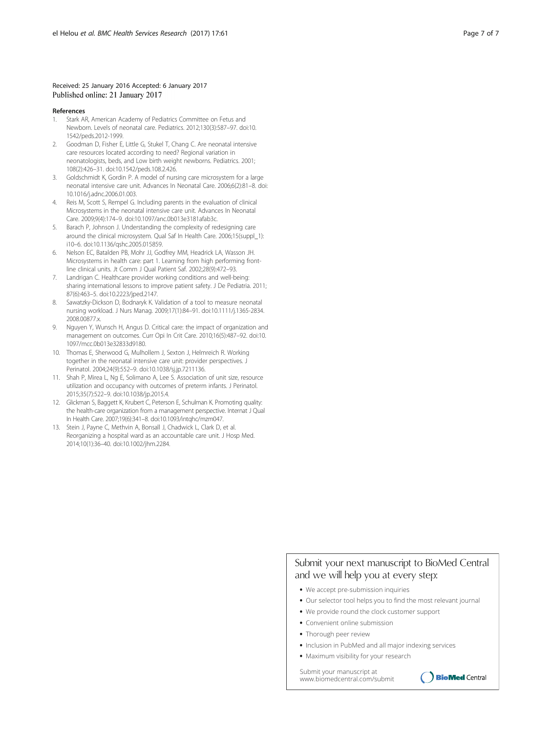Received: 25 January 2016 Accepted: 6 January 2017
Published online: 21 January 2017

## References

1. Stark AR, American Academy of Pediatrics Committee on Fetus and Newborn. Levels of neonatal care. Pediatrics. 2012;130(3):587–97. doi:10.1542/peds.2012-1999.
2. Goodman D, Fisher E, Little G, Stukel T, Chang C. Are neonatal intensive care resources located according to need? Regional variation in neonatologists, beds, and Low birth weight newborns. Pediatrics. 2001;108(2):426–31. doi:10.1542/peds.108.2.426.
3. Goldschmidt K, Gordin P. A model of nursing care microsystem for a large neonatal intensive care unit. Advances In Neonatal Care. 2006;6(2):81–8. doi:10.1016/j.adnc.2006.01.003.
4. Reis M, Scott S, Rempel G. Including parents in the evaluation of clinical Microsystems in the neonatal intensive care unit. Advances In Neonatal Care. 2009;9(4):174–9. doi:10.1097/anc.0b013e3181afab3c.
5. Barach P, Johnson J. Understanding the complexity of redesigning care around the clinical microsystem. Qual Saf In Health Care. 2006;15(suppl_1):i10–6. doi:10.1136/qshc.2005.015859.
6. Nelson EC, Batalden PB, Mohr JJ, Godfrey MM, Headrick LA, Wasson JH. Microsystems in health care: part 1. Learning from high performing front-line clinical units. Jt Comm J Qual Patient Saf. 2002;28(9):472–93.
7. Landrigan C. Healthcare provider working conditions and well-being: sharing international lessons to improve patient safety. J De Pediatria. 2011;87(6):463–5. doi:10.2223/jped.2147.
8. Sawatzky-Dickson D, Bodnaryk K. Validation of a tool to measure neonatal nursing workload. J Nurs Manag. 2009;17(1):84–91. doi:10.1111/j.1365-2834.2008.00877.x.
9. Nguyen Y, Wunsch H, Angus D. Critical care: the impact of organization and management on outcomes. Curr Opi In Crit Care. 2010;16(5):487–92. doi:10.1097/mcc.0b013e32833d9180.
10. Thomas E, Sherwood G, Mulhollem J, Sexton J, Helmreich R. Working together in the neonatal intensive care unit: provider perspectives. J Perinatol. 2004;24(9):552–9. doi:10.1038/sj.jp.7211136.
11. Shah P, Mirea L, Ng E, Solimano A, Lee S. Association of unit size, resource utilization and occupancy with outcomes of preterm infants. J Perinatol. 2015;35(7):522–9. doi:10.1038/jp.2015.4.
12. Glickman S, Baggett K, Krubert C, Peterson E, Schulman K. Promoting quality: the health-care organization from a management perspective. Internat J Qual In Health Care. 2007;19(6):341–8. doi:10.1093/intqhc/mzm047.
13. Stein J, Payne C, Methvin A, Bonsall J, Chadwick L, Clark D, et al. Reorganizing a hospital ward as an accountable care unit. J Hosp Med. 2014;10(1):36–40. doi:10.1002/jhm.2284.

Submit your next manuscript to BioMed Central and we will help you at every step:

- We accept pre-submission inquiries
- Our selector tool helps you to find the most relevant journal
- We provide round the clock customer support
- Convenient online submission
- Thorough peer review
- Inclusion in PubMed and all major indexing services
- Maximum visibility for your research

Submit your manuscript at
www.biomedcentral.com/submit

BioMed Central